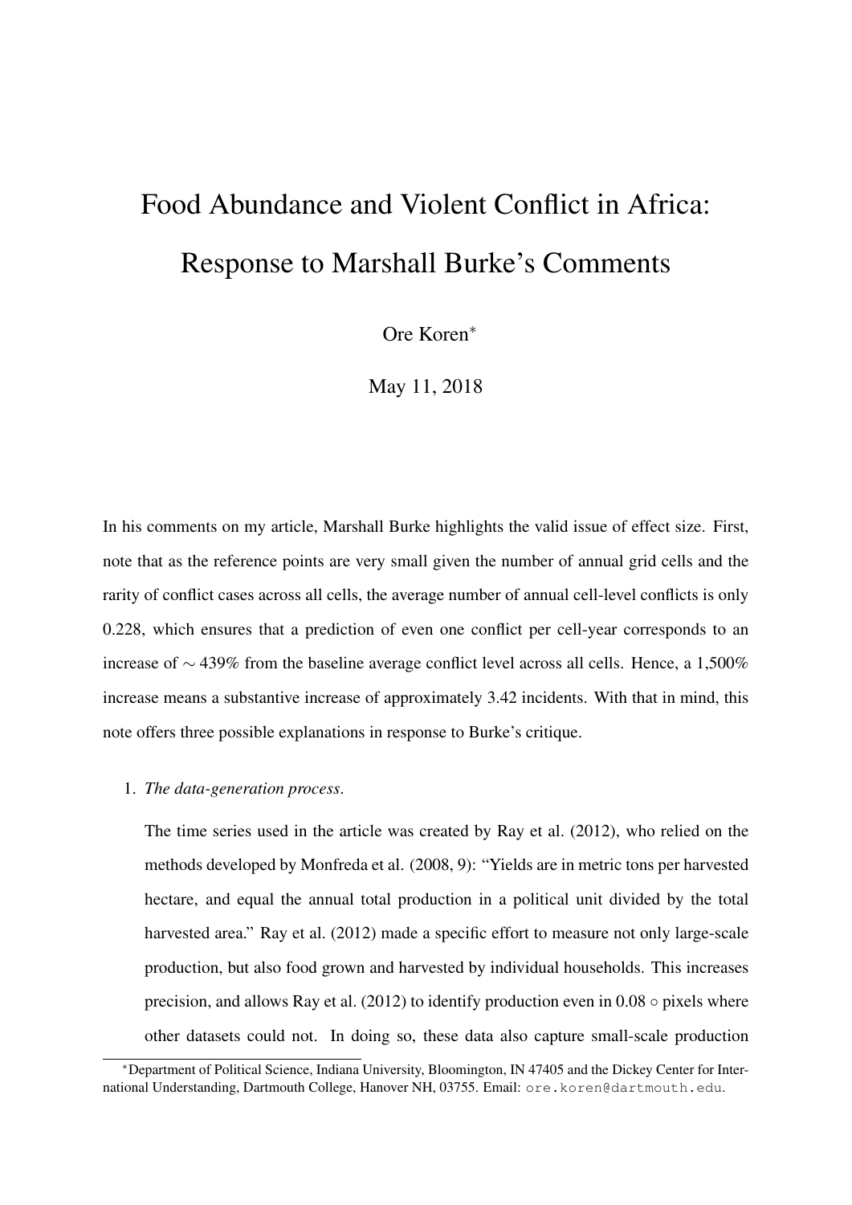# Food Abundance and Violent Conflict in Africa: Response to Marshall Burke's Comments

Ore Koren[*]

May 11, 2018

In his comments on my article, Marshall Burke highlights the valid issue of effect size. First, note that as the reference points are very small given the number of annual grid cells and the rarity of conflict cases across all cells, the average number of annual cell-level conflicts is only 0.228, which ensures that a prediction of even one conflict per cell-year corresponds to an increase of $\sim$ 439% from the baseline average conflict level across all cells. Hence, a 1,500% increase means a substantive increase of approximately 3.42 incidents. With that in mind, this note offers three possible explanations in response to Burke's critique.

1. *The data-generation process.*

   The time series used in the article was created by Ray et al. (2012), who relied on the methods developed by Monfreda et al. (2008, 9): "Yields are in metric tons per harvested hectare, and equal the annual total production in a political unit divided by the total harvested area." Ray et al. (2012) made a specific effort to measure not only large-scale production, but also food grown and harvested by individual households. This increases precision, and allows Ray et al. (2012) to identify production even in 0.08 $\circ$ pixels where other datasets could not. In doing so, these data also capture small-scale production

[*] Department of Political Science, Indiana University, Bloomington, IN 47405 and the Dickey Center for International Understanding, Dartmouth College, Hanover NH, 03755. Email: ore.koren@dartmouth.edu.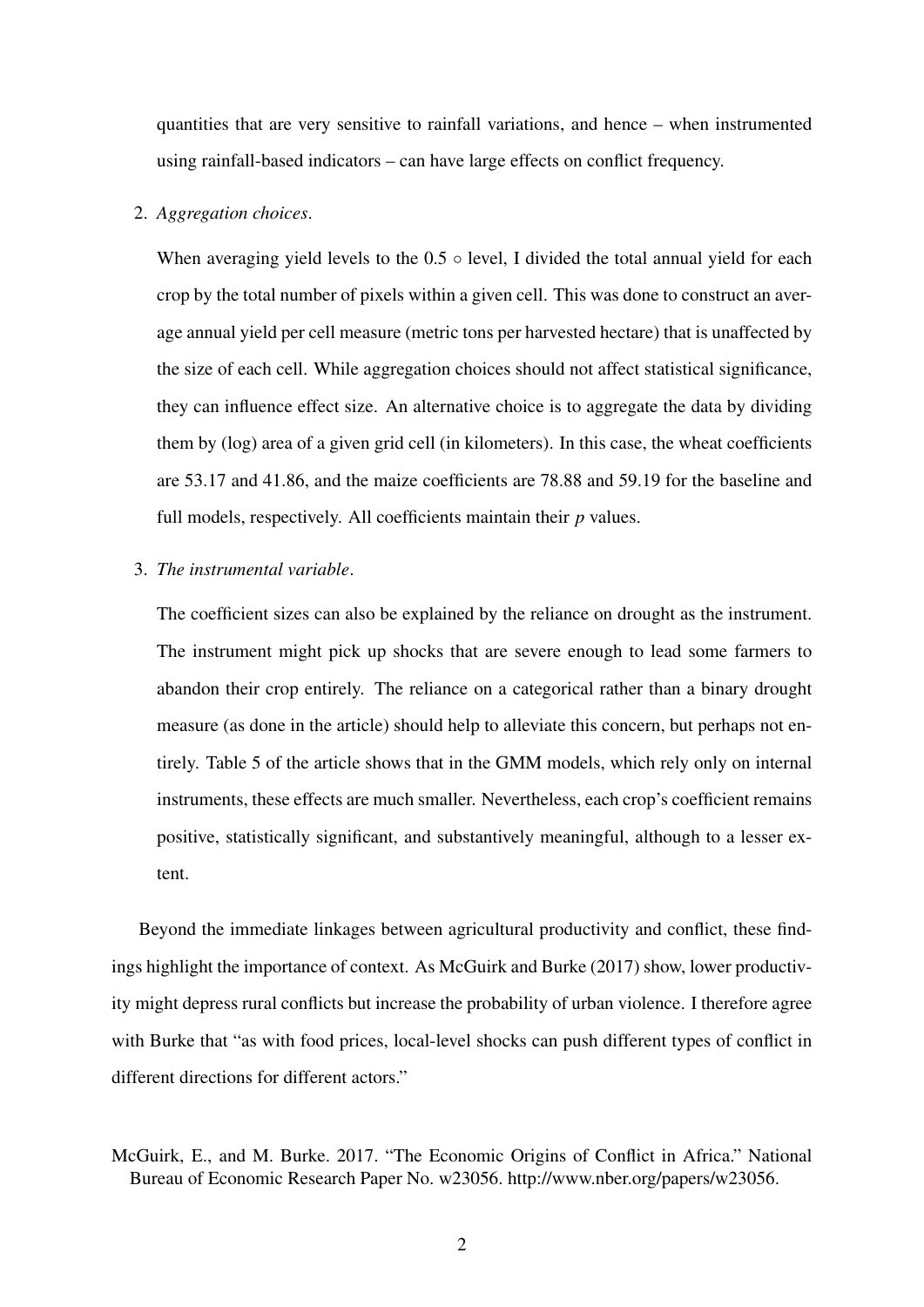quantities that are very sensitive to rainfall variations, and hence – when instrumented using rainfall-based indicators – can have large effects on conflict frequency.

2. *Aggregation choices*.

   When averaging yield levels to the 0.5 $\circ$ level, I divided the total annual yield for each crop by the total number of pixels within a given cell. This was done to construct an average annual yield per cell measure (metric tons per harvested hectare) that is unaffected by the size of each cell. While aggregation choices should not affect statistical significance, they can influence effect size. An alternative choice is to aggregate the data by dividing them by (log) area of a given grid cell (in kilometers). In this case, the wheat coefficients are 53.17 and 41.86, and the maize coefficients are 78.88 and 59.19 for the baseline and full models, respectively. All coefficients maintain their $p$ values.

3. *The instrumental variable*.

   The coefficient sizes can also be explained by the reliance on drought as the instrument. The instrument might pick up shocks that are severe enough to lead some farmers to abandon their crop entirely. The reliance on a categorical rather than a binary drought measure (as done in the article) should help to alleviate this concern, but perhaps not entirely. Table 5 of the article shows that in the GMM models, which rely only on internal instruments, these effects are much smaller. Nevertheless, each crop's coefficient remains positive, statistically significant, and substantively meaningful, although to a lesser extent.

Beyond the immediate linkages between agricultural productivity and conflict, these findings highlight the importance of context. As McGuirk and Burke (2017) show, lower productivity might depress rural conflicts but increase the probability of urban violence. I therefore agree with Burke that "as with food prices, local-level shocks can push different types of conflict in different directions for different actors."

McGuirk, E., and M. Burke. 2017. "The Economic Origins of Conflict in Africa." National Bureau of Economic Research Paper No. w23056. http://www.nber.org/papers/w23056.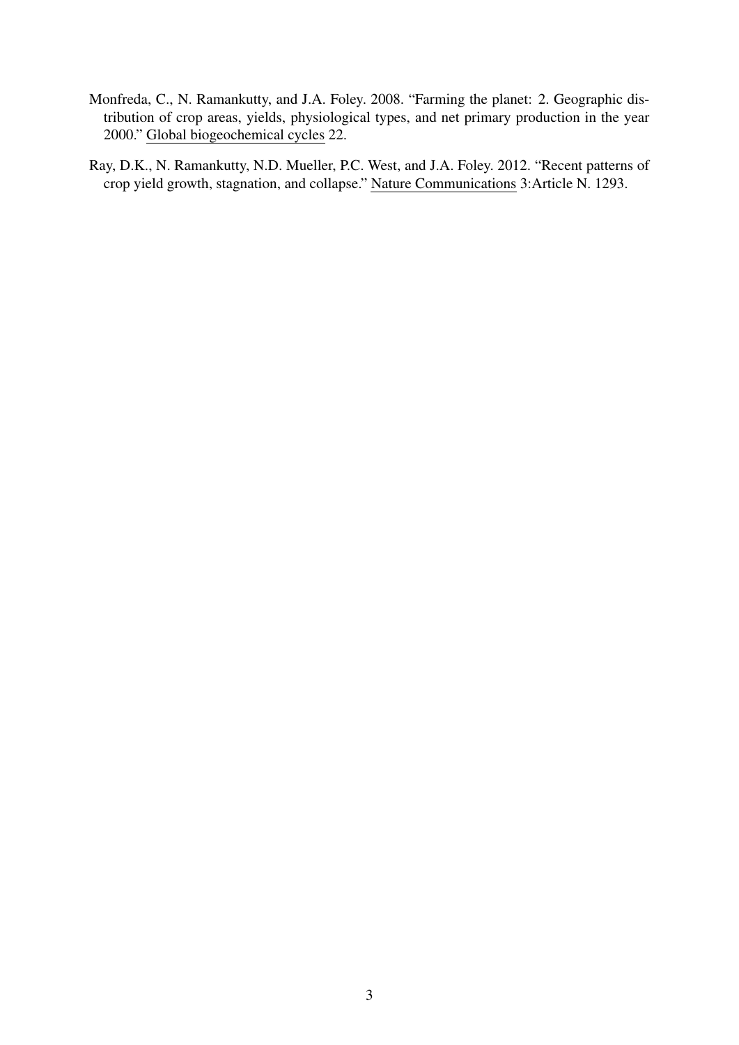Monfreda, C., N. Ramankutty, and J.A. Foley. 2008. "Farming the planet: 2. Geographic distribution of crop areas, yields, physiological types, and net primary production in the year 2000." Global biogeochemical cycles 22.

Ray, D.K., N. Ramankutty, N.D. Mueller, P.C. West, and J.A. Foley. 2012. "Recent patterns of crop yield growth, stagnation, and collapse." Nature Communications 3:Article N. 1293.